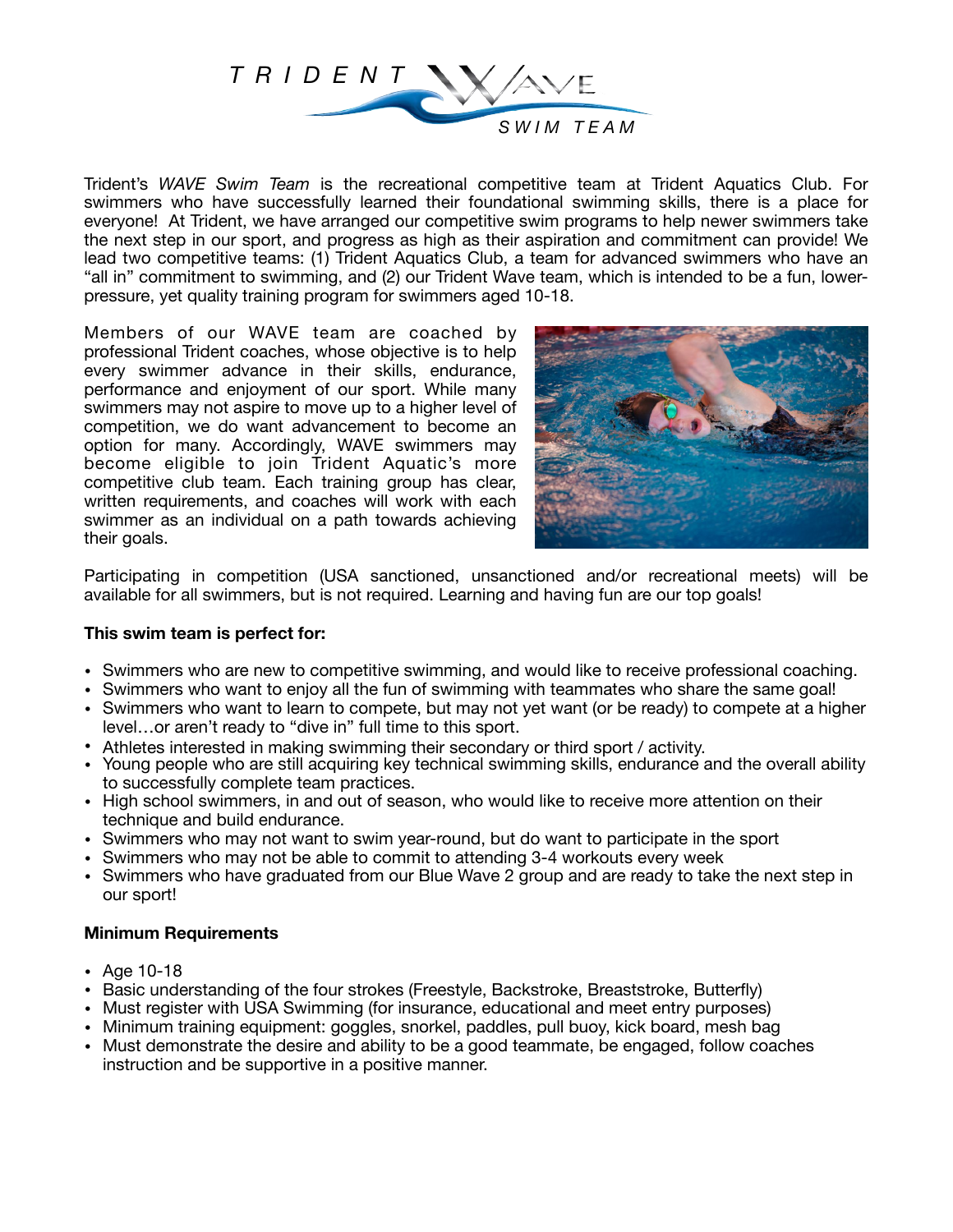# TRIDENT WAVE SWIM TEAM

Trident's *WAVE Swim Team* is the recreational competitive team at Trident Aquatics Club. For swimmers who have successfully learned their foundational swimming skills, there is a place for everyone! At Trident, we have arranged our competitive swim programs to help newer swimmers take the next step in our sport, and progress as high as their aspiration and commitment can provide! We lead two competitive teams: (1) Trident Aquatics Club, a team for advanced swimmers who have an "all in" commitment to swimming, and (2) our Trident Wave team, which is intended to be a fun, lower-pressure, yet quality training program for swimmers aged 10-18.

Members of our WAVE team are coached by professional Trident coaches, whose objective is to help every swimmer advance in their skills, endurance, performance and enjoyment of our sport. While many swimmers may not aspire to move up to a higher level of competition, we do want advancement to become an option for many. Accordingly, WAVE swimmers may become eligible to join Trident Aquatic's more competitive club team. Each training group has clear, written requirements, and coaches will work with each swimmer as an individual on a path towards achieving their goals.

Participating in competition (USA sanctioned, unsanctioned and/or recreational meets) will be available for all swimmers, but is not required. Learning and having fun are our top goals!

**This swim team is perfect for:**

- Swimmers who are new to competitive swimming, and would like to receive professional coaching.
- Swimmers who want to enjoy all the fun of swimming with teammates who share the same goal!
- Swimmers who want to learn to compete, but may not yet want (or be ready) to compete at a higher level…or aren't ready to "dive in" full time to this sport.
- Athletes interested in making swimming their secondary or third sport / activity.
- Young people who are still acquiring key technical swimming skills, endurance and the overall ability to successfully complete team practices.
- High school swimmers, in and out of season, who would like to receive more attention on their technique and build endurance.
- Swimmers who may not want to swim year-round, but do want to participate in the sport
- Swimmers who may not be able to commit to attending 3-4 workouts every week
- Swimmers who have graduated from our Blue Wave 2 group and are ready to take the next step in our sport!

**Minimum Requirements**

- Age 10-18
- Basic understanding of the four strokes (Freestyle, Backstroke, Breaststroke, Butterfly)
- Must register with USA Swimming (for insurance, educational and meet entry purposes)
- Minimum training equipment: goggles, snorkel, paddles, pull buoy, kick board, mesh bag
- Must demonstrate the desire and ability to be a good teammate, be engaged, follow coaches instruction and be supportive in a positive manner.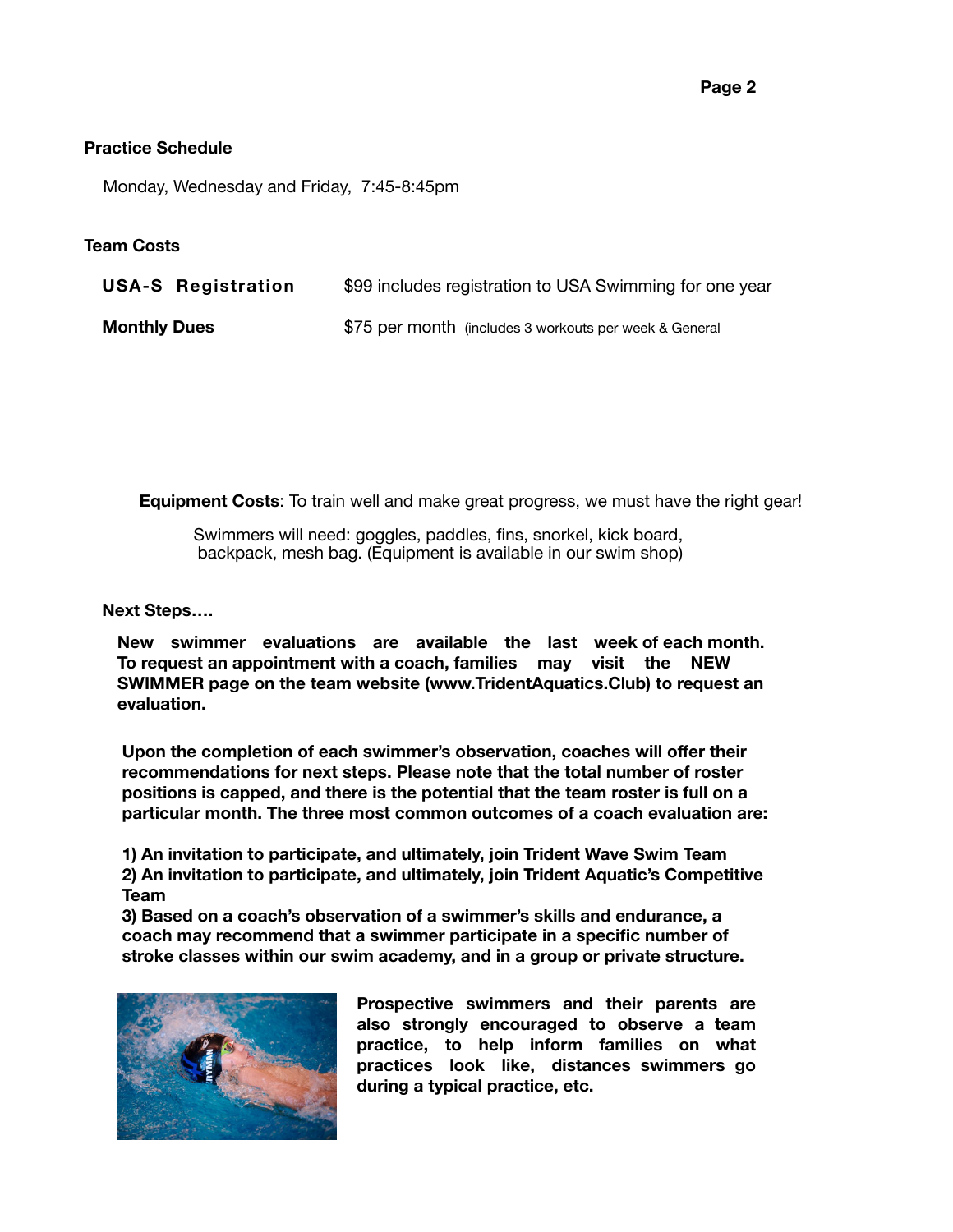### Practice Schedule

Monday, Wednesday and Friday, 7:45-8:45pm

### Team Costs

| | |
|---|---|
| **USA-S Registration** | $99 includes registration to USA Swimming for one year |
| **Monthly Dues** | $75 per month (includes 3 workouts per week & General |

**Equipment Costs**: To train well and make great progress, we must have the right gear!

Swimmers will need: goggles, paddles, fins, snorkel, kick board, backpack, mesh bag. (Equipment is available in our swim shop)

### Next Steps….

**New swimmer evaluations are available the last week of each month. To request an appointment with a coach, families may visit the NEW SWIMMER page on the team website (www.TridentAquatics.Club) to request an evaluation.**

**Upon the completion of each swimmer's observation, coaches will offer their recommendations for next steps. Please note that the total number of roster positions is capped, and there is the potential that the team roster is full on a particular month. The three most common outcomes of a coach evaluation are:**

**1) An invitation to participate, and ultimately, join Trident Wave Swim Team**
**2) An invitation to participate, and ultimately, join Trident Aquatic's Competitive Team**
**3) Based on a coach's observation of a swimmer's skills and endurance, a coach may recommend that a swimmer participate in a specific number of stroke classes within our swim academy, and in a group or private structure.**

**Prospective swimmers and their parents are also strongly encouraged to observe a team practice, to help inform families on what practices look like, distances swimmers go during a typical practice, etc.**